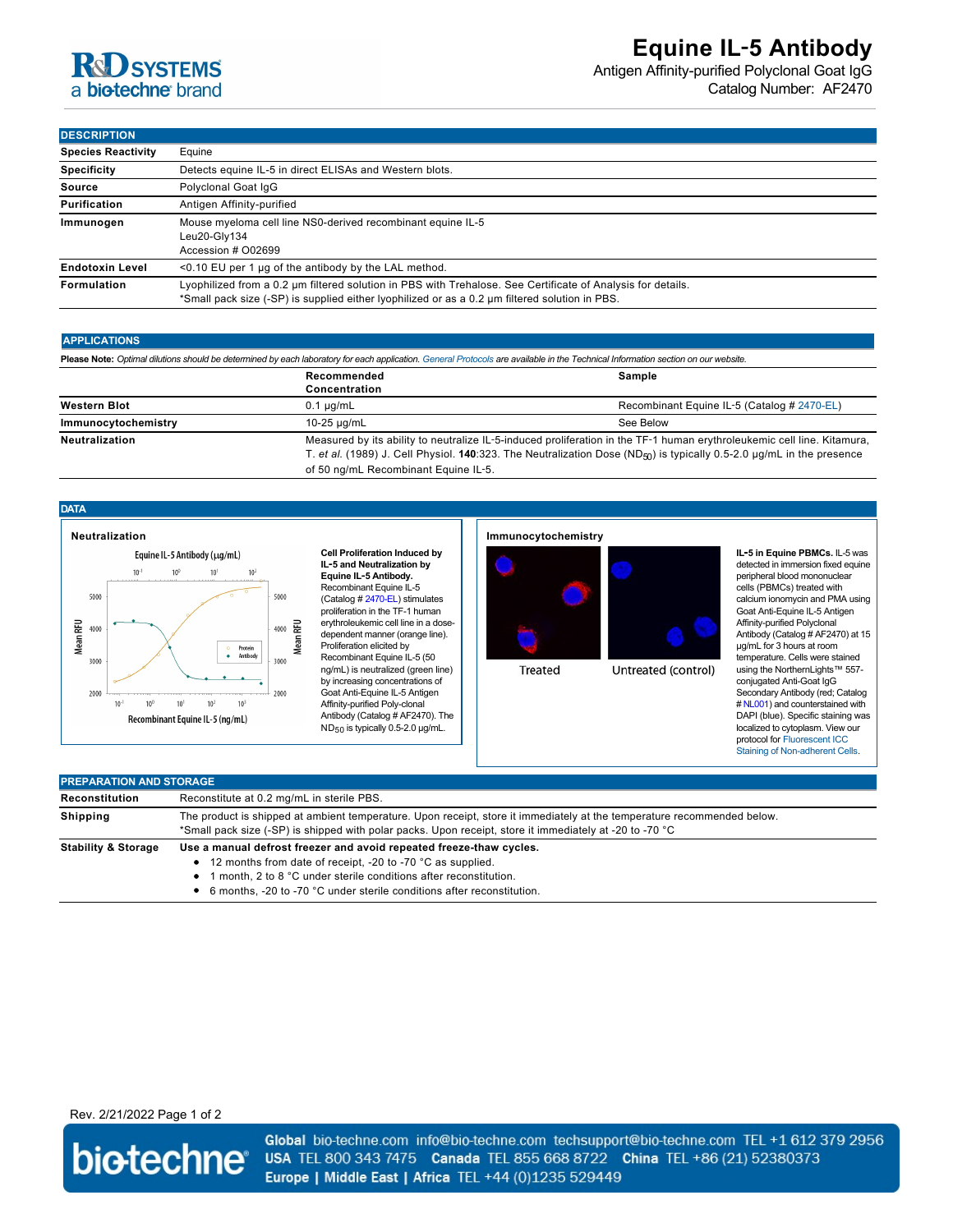# Equine IL-5 Antibody

Antigen Affinity-purified Polyclonal Goat IgG

Catalog Number: AF2470

R&D SYSTEMS
a bio-techne brand

## DESCRIPTION

| | |
|---|---|
| **Species Reactivity** | Equine |
| **Specificity** | Detects equine IL-5 in direct ELISAs and Western blots. |
| **Source** | Polyclonal Goat IgG |
| **Purification** | Antigen Affinity-purified |
| **Immunogen** | Mouse myeloma cell line NS0-derived recombinant equine IL-5<br>Leu20-Gly134<br>Accession # O02699 |
| **Endotoxin Level** | <0.10 EU per 1 μg of the antibody by the LAL method. |
| **Formulation** | Lyophilized from a 0.2 μm filtered solution in PBS with Trehalose. See Certificate of Analysis for details.<br>*Small pack size (-SP) is supplied either lyophilized or as a 0.2 μm filtered solution in PBS. |

## APPLICATIONS

**Please Note:** *Optimal dilutions should be determined by each laboratory for each application. General Protocols are available in the Technical Information section on our website.*

| | Recommended Concentration | Sample |
|---|---|---|
| **Western Blot** | 0.1 μg/mL | Recombinant Equine IL-5 (Catalog # 2470-EL) |
| **Immunocytochemistry** | 10-25 μg/mL | See Below |
| **Neutralization** | Measured by its ability to neutralize IL-5-induced proliferation in the TF-1 human erythroleukemic cell line. Kitamura, T. *et al.* (1989) J. Cell Physiol. **140**:323. The Neutralization Dose ($ND_{50}$) is typically 0.5-2.0 μg/mL in the presence of 50 ng/mL Recombinant Equine IL-5. | |

## DATA

### Neutralization

**Cell Proliferation Induced by IL-5 and Neutralization by Equine IL-5 Antibody.** Recombinant Equine IL-5 (Catalog # 2470-EL) stimulates proliferation in the TF-1 human erythroleukemic cell line in a dose-dependent manner (orange line). Proliferation elicited by Recombinant Equine IL-5 (50 ng/mL) is neutralized (green line) by increasing concentrations of Goat Anti-Equine IL-5 Antigen Affinity-purified Poly-clonal Antibody (Catalog # AF2470). The $ND_{50}$ is typically 0.5-2.0 μg/mL.

### Immunocytochemistry

**IL-5 in Equine PBMCs.** IL-5 was detected in immersion fixed equine peripheral blood mononuclear cells (PBMCs) treated with calcium ionomycin and PMA using Goat Anti-Equine IL-5 Antigen Affinity-purified Polyclonal Antibody (Catalog # AF2470) at 15 μg/mL for 3 hours at room temperature. Cells were stained using the NorthernLights™ 557-conjugated Anti-Goat IgG Secondary Antibody (red; Catalog # NL001) and counterstained with DAPI (blue). Specific staining was localized to cytoplasm. View our protocol for Fluorescent ICC Staining of Non-adherent Cells.

## PREPARATION AND STORAGE

| | |
|---|---|
| **Reconstitution** | Reconstitute at 0.2 mg/mL in sterile PBS. |
| **Shipping** | The product is shipped at ambient temperature. Upon receipt, store it immediately at the temperature recommended below.<br>*Small pack size (-SP) is shipped with polar packs. Upon receipt, store it immediately at -20 to -70 °C |
| **Stability & Storage** | **Use a manual defrost freezer and avoid repeated freeze-thaw cycles.**<br>• 12 months from date of receipt, -20 to -70 °C as supplied.<br>• 1 month, 2 to 8 °C under sterile conditions after reconstitution.<br>• 6 months, -20 to -70 °C under sterile conditions after reconstitution. |

Rev. 2/21/2022

**Global** bio-techne.com info@bio-techne.com techsupport@bio-techne.com TEL +1 612 379 2956
**USA** TEL 800 343 7475 **Canada** TEL 855 668 8722 **China** TEL +86 (21) 52380373
**Europe | Middle East | Africa** TEL +44 (0)1235 529449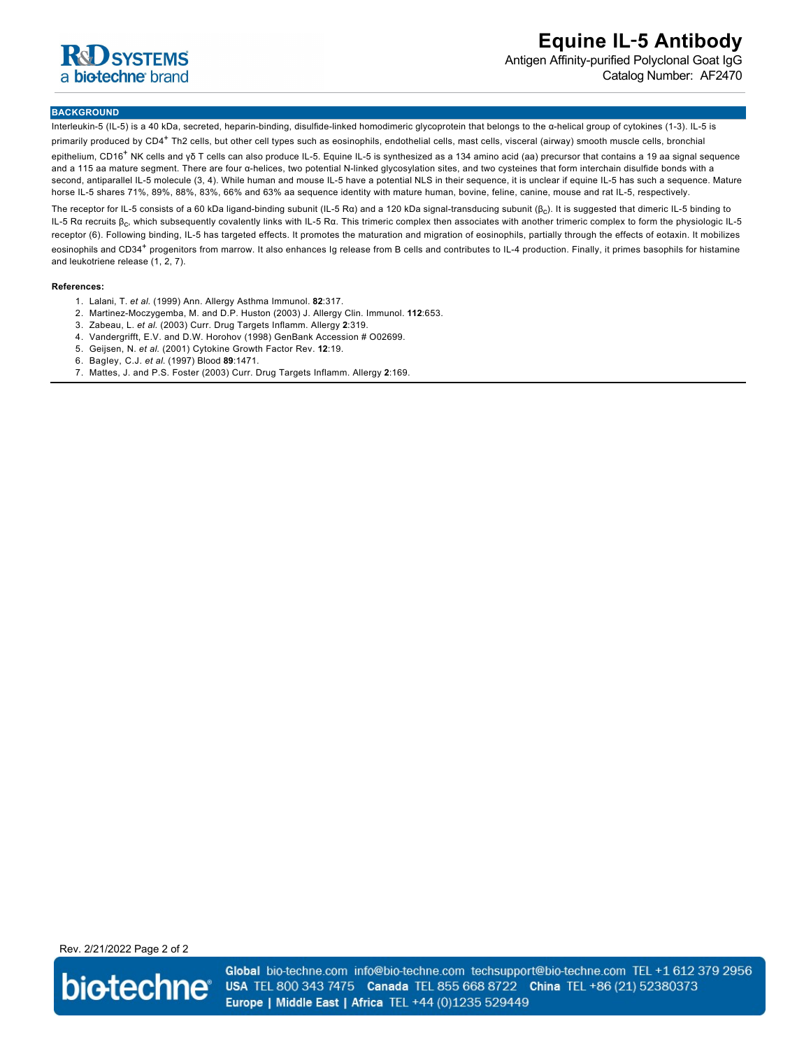## BACKGROUND

Interleukin-5 (IL-5) is a 40 kDa, secreted, heparin-binding, disulfide-linked homodimeric glycoprotein that belongs to the α-helical group of cytokines (1-3). IL-5 is primarily produced by $CD4^+$ Th2 cells, but other cell types such as eosinophils, endothelial cells, mast cells, visceral (airway) smooth muscle cells, bronchial epithelium, $CD16^+$ NK cells and γδ T cells can also produce IL-5. Equine IL-5 is synthesized as a 134 amino acid (aa) precursor that contains a 19 aa signal sequence and a 115 aa mature segment. There are four α-helices, two potential N-linked glycosylation sites, and two cysteines that form interchain disulfide bonds with a second, antiparallel IL-5 molecule (3, 4). While human and mouse IL-5 have a potential NLS in their sequence, it is unclear if equine IL-5 has such a sequence. Mature horse IL-5 shares 71%, 89%, 88%, 83%, 66% and 63% aa sequence identity with mature human, bovine, feline, canine, mouse and rat IL-5, respectively.

The receptor for IL-5 consists of a 60 kDa ligand-binding subunit (IL-5 Rα) and a 120 kDa signal-transducing subunit ($\beta_c$). It is suggested that dimeric IL-5 binding to IL-5 Rα recruits $\beta_c$, which subsequently covalently links with IL-5 Rα. This trimeric complex then associates with another trimeric complex to form the physiologic IL-5 receptor (6). Following binding, IL-5 has targeted effects. It promotes the maturation and migration of eosinophils, partially through the effects of eotaxin. It mobilizes eosinophils and $CD34^+$ progenitors from marrow. It also enhances Ig release from B cells and contributes to IL-4 production. Finally, it primes basophils for histamine and leukotriene release (1, 2, 7).

**References:**

1. Lalani, T. *et al.* (1999) Ann. Allergy Asthma Immunol. **82**:317.
2. Martinez-Moczygemba, M. and D.P. Huston (2003) J. Allergy Clin. Immunol. **112**:653.
3. Zabeau, L. *et al.* (2003) Curr. Drug Targets Inflamm. Allergy **2**:319.
4. Vandergrifft, E.V. and D.W. Horohov (1998) GenBank Accession # O02699.
5. Geijsen, N. *et al.* (2001) Cytokine Growth Factor Rev. **12**:19.
6. Bagley, C.J. *et al.* (1997) Blood **89**:1471.
7. Mattes, J. and P.S. Foster (2003) Curr. Drug Targets Inflamm. Allergy **2**:169.

Rev. 2/21/2022

**Global** bio-techne.com info@bio-techne.com techsupport@bio-techne.com TEL +1 612 379 2956
**USA** TEL 800 343 7475 **Canada** TEL 855 668 8722 **China** TEL +86 (21) 52380373
**Europe | Middle East | Africa** TEL +44 (0)1235 529449